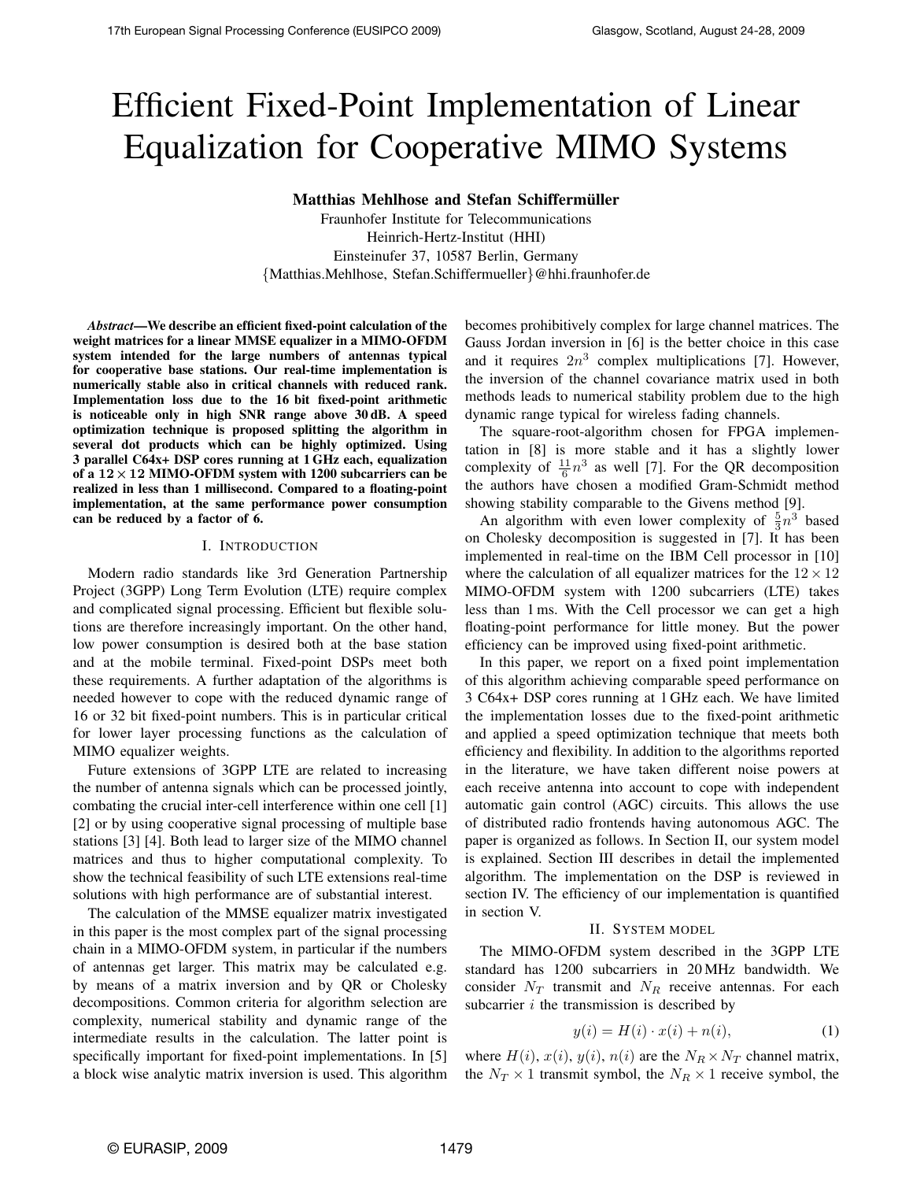# Efficient Fixed-Point Implementation of Linear Equalization for Cooperative MIMO Systems

**Matthias Mehlhose and Stefan Schiffermüller**

Fraunhofer Institute for Telecommunications
Heinrich-Hertz-Institut (HHI)
Einsteinufer 37, 10587 Berlin, Germany
{Matthias.Mehlhose, Stefan.Schiffermueller}@hhi.fraunhofer.de

***Abstract*—We describe an efficient fixed-point calculation of the weight matrices for a linear MMSE equalizer in a MIMO-OFDM system intended for the large numbers of antennas typical for cooperative base stations. Our real-time implementation is numerically stable also in critical channels with reduced rank. Implementation loss due to the 16 bit fixed-point arithmetic is noticeable only in high SNR range above 30 dB. A speed optimization technique is proposed splitting the algorithm in several dot products which can be highly optimized. Using 3 parallel C64x+ DSP cores running at 1 GHz each, equalization of a $12 \times 12$ MIMO-OFDM system with 1200 subcarriers can be realized in less than 1 millisecond. Compared to a floating-point implementation, at the same performance power consumption can be reduced by a factor of 6.**

## I. Introduction

Modern radio standards like 3rd Generation Partnership Project (3GPP) Long Term Evolution (LTE) require complex and complicated signal processing. Efficient but flexible solutions are therefore increasingly important. On the other hand, low power consumption is desired both at the base station and at the mobile terminal. Fixed-point DSPs meet both these requirements. A further adaptation of the algorithms is needed however to cope with the reduced dynamic range of 16 or 32 bit fixed-point numbers. This is in particular critical for lower layer processing functions as the calculation of MIMO equalizer weights.

Future extensions of 3GPP LTE are related to increasing the number of antenna signals which can be processed jointly, combating the crucial inter-cell interference within one cell [1] [2] or by using cooperative signal processing of multiple base stations [3] [4]. Both lead to larger size of the MIMO channel matrices and thus to higher computational complexity. To show the technical feasibility of such LTE extensions real-time solutions with high performance are of substantial interest.

The calculation of the MMSE equalizer matrix investigated in this paper is the most complex part of the signal processing chain in a MIMO-OFDM system, in particular if the numbers of antennas get larger. This matrix may be calculated e.g. by means of a matrix inversion and by QR or Cholesky decompositions. Common criteria for algorithm selection are complexity, numerical stability and dynamic range of the intermediate results in the calculation. The latter point is specifically important for fixed-point implementations. In [5] a block wise analytic matrix inversion is used. This algorithm becomes prohibitively complex for large channel matrices. The Gauss Jordan inversion in [6] is the better choice in this case and it requires $2n^3$ complex multiplications [7]. However, the inversion of the channel covariance matrix used in both methods leads to numerical stability problem due to the high dynamic range typical for wireless fading channels.

The square-root-algorithm chosen for FPGA implementation in [8] is more stable and it has a slightly lower complexity of $\frac{11}{6}n^3$ as well [7]. For the QR decomposition the authors have chosen a modified Gram-Schmidt method showing stability comparable to the Givens method [9].

An algorithm with even lower complexity of $\frac{5}{3}n^3$ based on Cholesky decomposition is suggested in [7]. It has been implemented in real-time on the IBM Cell processor in [10] where the calculation of all equalizer matrices for the $12 \times 12$ MIMO-OFDM system with 1200 subcarriers (LTE) takes less than 1 ms. With the Cell processor we can get a high floating-point performance for little money. But the power efficiency can be improved using fixed-point arithmetic.

In this paper, we report on a fixed point implementation of this algorithm achieving comparable speed performance on 3 C64x+ DSP cores running at 1 GHz each. We have limited the implementation losses due to the fixed-point arithmetic and applied a speed optimization technique that meets both efficiency and flexibility. In addition to the algorithms reported in the literature, we have taken different noise powers at each receive antenna into account to cope with independent automatic gain control (AGC) circuits. This allows the use of distributed radio frontends having autonomous AGC. The paper is organized as follows. In Section II, our system model is explained. Section III describes in detail the implemented algorithm. The implementation on the DSP is reviewed in section IV. The efficiency of our implementation is quantified in section V.

## II. System model

The MIMO-OFDM system described in the 3GPP LTE standard has 1200 subcarriers in 20 MHz bandwidth. We consider $N_T$ transmit and $N_R$ receive antennas. For each subcarrier $i$ the transmission is described by

$$y(i) = H(i) \cdot x(i) + n(i), \tag{1}$$

where $H(i)$, $x(i)$, $y(i)$, $n(i)$ are the $N_R \times N_T$ channel matrix, the $N_T \times 1$ transmit symbol, the $N_R \times 1$ receive symbol, the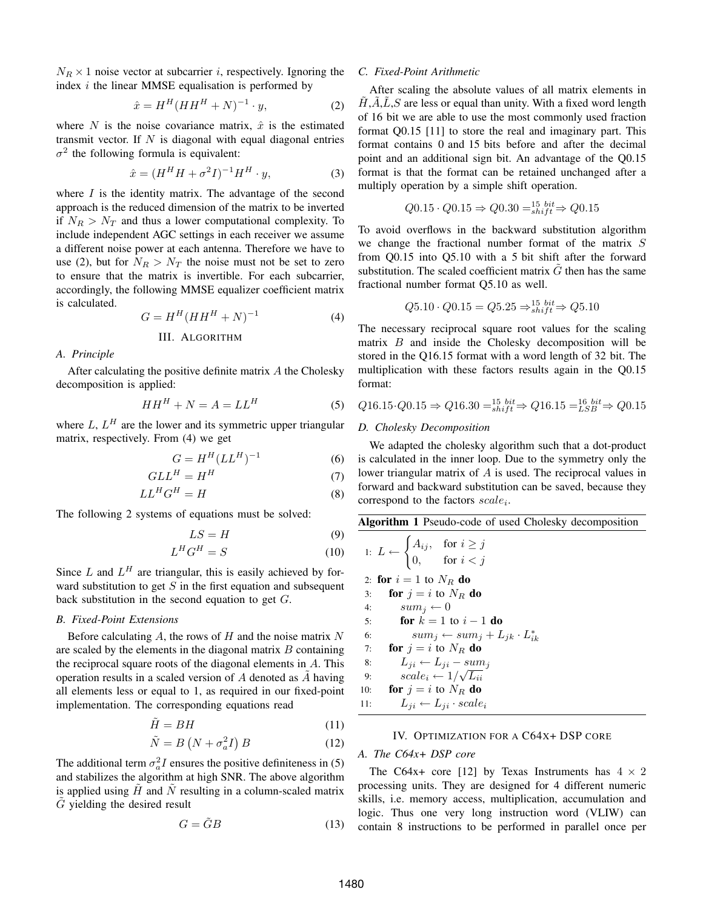$N_R \times 1$ noise vector at subcarrier $i$, respectively. Ignoring the index $i$ the linear MMSE equalisation is performed by

$$\hat{x} = H^H(HH^H + N)^{-1} \cdot y, \quad (2)$$

where $N$ is the noise covariance matrix, $\hat{x}$ is the estimated transmit vector. If $N$ is diagonal with equal diagonal entries $\sigma^2$ the following formula is equivalent:

$$\hat{x} = (H^H H + \sigma^2 I)^{-1} H^H \cdot y, \quad (3)$$

where $I$ is the identity matrix. The advantage of the second approach is the reduced dimension of the matrix to be inverted if $N_R > N_T$ and thus a lower computational complexity. To include independent AGC settings in each receiver we assume a different noise power at each antenna. Therefore we have to use (2), but for $N_R > N_T$ the noise must not be set to zero to ensure that the matrix is invertible. For each subcarrier, accordingly, the following MMSE equalizer coefficient matrix is calculated.

$$G = H^H(HH^H + N)^{-1} \quad (4)$$

## III. Algorithm

### A. Principle

After calculating the positive definite matrix $A$ the Cholesky decomposition is applied:

$$HH^H + N = A = LL^H \quad (5)$$

where $L$, $L^H$ are the lower and its symmetric upper triangular matrix, respectively. From (4) we get

$$G = H^H(LL^H)^{-1} \quad (6)$$

$$GLL^H = H^H \quad (7)$$

$$LL^H G^H = H \quad (8)$$

The following 2 systems of equations must be solved:

$$LS = H \quad (9)$$

$$L^H G^H = S \quad (10)$$

Since $L$ and $L^H$ are triangular, this is easily achieved by forward substitution to get $S$ in the first equation and subsequent back substitution in the second equation to get $G$.

### B. Fixed-Point Extensions

Before calculating $A$, the rows of $H$ and the noise matrix $N$ are scaled by the elements in the diagonal matrix $B$ containing the reciprocal square roots of the diagonal elements in $A$. This operation results in a scaled version of $A$ denoted as $\tilde{A}$ having all elements less or equal to 1, as required in our fixed-point implementation. The corresponding equations read

$$\tilde{H} = BH \quad (11)$$

$$\tilde{N} = B\left(N + \sigma_a^2 I\right)B \quad (12)$$

The additional term $\sigma_a^2 I$ ensures the positive definiteness in (5) and stabilizes the algorithm at high SNR. The above algorithm is applied using $\tilde{H}$ and $\tilde{N}$ resulting in a column-scaled matrix $\tilde{G}$ yielding the desired result

$$G = \tilde{G}B \quad (13)$$

### C. Fixed-Point Arithmetic

After scaling the absolute values of all matrix elements in $\tilde{H}$,$\tilde{A}$,$\tilde{L}$,$S$ are less or equal than unity. With a fixed word length of 16 bit we are able to use the most commonly used fraction format Q0.15 [11] to store the real and imaginary part. This format contains 0 and 15 bits before and after the decimal point and an additional sign bit. An advantage of the Q0.15 format is that the format can be retained unchanged after a multiply operation by a simple shift operation.

$$Q0.15 \cdot Q0.15 \Rightarrow Q0.30 =^{15\ bit}_{shift} \Rightarrow Q0.15$$

To avoid overflows in the backward substitution algorithm we change the fractional number format of the matrix $S$ from Q0.15 into Q5.10 with a 5 bit shift after the forward substitution. The scaled coefficient matrix $\tilde{G}$ then has the same fractional number format Q5.10 as well.

$$Q5.10 \cdot Q0.15 = Q5.25 \Rightarrow^{15\ bit}_{shift} \Rightarrow Q5.10$$

The necessary reciprocal square root values for the scaling matrix $B$ and inside the Cholesky decomposition will be stored in the Q16.15 format with a word length of 32 bit. The multiplication with these factors results again in the Q0.15 format:

$$Q16.15 \cdot Q0.15 \Rightarrow Q16.30 =^{15\ bit}_{shift} \Rightarrow Q16.15 =^{16\ bit}_{LSB} \Rightarrow Q0.15$$

### D. Cholesky Decomposition

We adapted the cholesky algorithm such that a dot-product is calculated in the inner loop. Due to the symmetry only the lower triangular matrix of $A$ is used. The reciprocal values in forward and backward substitution can be saved, because they correspond to the factors $scale_i$.

**Algorithm 1** Pseudo-code of used Cholesky decomposition

1: $L \leftarrow \begin{cases} A_{ij}, & \text{for } i \geq j \\ 0, & \text{for } i < j \end{cases}$
2: **for** $i = 1$ to $N_R$ **do**
3: &nbsp;&nbsp;**for** $j = i$ to $N_R$ **do**
4: &nbsp;&nbsp;&nbsp;&nbsp;$sum_j \leftarrow 0$
5: &nbsp;&nbsp;&nbsp;&nbsp;**for** $k = 1$ to $i - 1$ **do**
6: &nbsp;&nbsp;&nbsp;&nbsp;&nbsp;&nbsp;$sum_j \leftarrow sum_j + L_{jk} \cdot L^*_{ik}$
7: &nbsp;&nbsp;**for** $j = i$ to $N_R$ **do**
8: &nbsp;&nbsp;&nbsp;&nbsp;$L_{ji} \leftarrow L_{ji} - sum_j$
9: &nbsp;&nbsp;&nbsp;&nbsp;$scale_i \leftarrow 1/\sqrt{L_{ii}}$
10: &nbsp;&nbsp;**for** $j = i$ to $N_R$ **do**
11: &nbsp;&nbsp;&nbsp;&nbsp;$L_{ji} \leftarrow L_{ji} \cdot scale_i$

## IV. Optimization for a C64x+ DSP core

### A. The C64x+ DSP core

The C64x+ core [12] by Texas Instruments has $4 \times 2$ processing units. They are designed for 4 different numeric skills, i.e. memory access, multiplication, accumulation and logic. Thus one very long instruction word (VLIW) can contain 8 instructions to be performed in parallel once per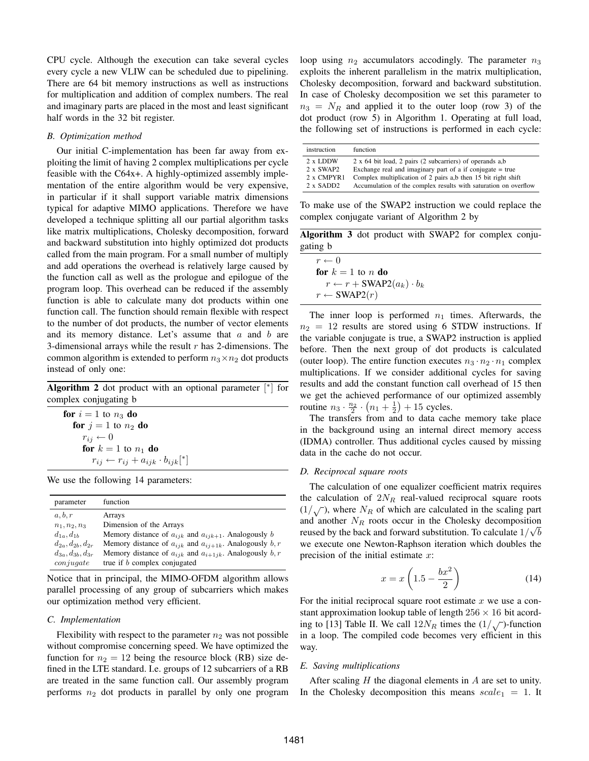CPU cycle. Although the execution can take several cycles every cycle a new VLIW can be scheduled due to pipelining. There are 64 bit memory instructions as well as instructions for multiplication and addition of complex numbers. The real and imaginary parts are placed in the most and least significant half words in the 32 bit register.

### B. Optimization method

Our initial C-implementation has been far away from exploiting the limit of having 2 complex multiplications per cycle feasible with the C64x+. A highly-optimized assembly implementation of the entire algorithm would be very expensive, in particular if it shall support variable matrix dimensions typical for adaptive MIMO applications. Therefore we have developed a technique splitting all our partial algorithm tasks like matrix multiplications, Cholesky decomposition, forward and backward substitution into highly optimized dot products called from the main program. For a small number of multiply and add operations the overhead is relatively large caused by the function call as well as the prologue and epilogue of the program loop. This overhead can be reduced if the assembly function is able to calculate many dot products within one function call. The function should remain flexible with respect to the number of dot products, the number of vector elements and its memory distance. Let's assume that $a$ and $b$ are 3-dimensional arrays while the result $r$ has 2-dimensions. The common algorithm is extended to perform $n_3 \times n_2$ dot products instead of only one:

**Algorithm 2** dot product with an optional parameter $[^*]$ for complex conjugating b

```
for i = 1 to n_3 do
    for j = 1 to n_2 do
        r_ij ← 0
        for k = 1 to n_1 do
            r_ij ← r_ij + a_ijk · b_ijk[*]
```

We use the following 14 parameters:

| parameter | function |
|---|---|
| $a, b, r$ | Arrays |
| $n_1, n_2, n_3$ | Dimension of the Arrays |
| $d_{1a}, d_{1b}$ | Memory distance of $a_{ijk}$ and $a_{ijk+1}$. Analogously $b$ |
| $d_{2a}, d_{2b}, d_{2r}$ | Memory distance of $a_{ijk}$ and $a_{ij+1k}$. Analogously $b, r$ |
| $d_{3a}, d_{3b}, d_{3r}$ | Memory distance of $a_{ijk}$ and $a_{i+1jk}$. Analogously $b, r$ |
| $conjugate$ | true if $b$ complex conjugated |

Notice that in principal, the MIMO-OFDM algorithm allows parallel processing of any group of subcarriers which makes our optimization method very efficient.

### C. Implementation

Flexibility with respect to the parameter $n_2$ was not possible without compromise concerning speed. We have optimized the function for $n_2 = 12$ being the resource block (RB) size defined in the LTE standard. I.e. groups of 12 subcarriers of a RB are treated in the same function call. Our assembly program performs $n_2$ dot products in parallel by only one program loop using $n_2$ accumulators accodingly. The parameter $n_3$ exploits the inherent parallelism in the matrix multiplication, Cholesky decomposition, forward and backward substitution. In case of Cholesky decomposition we set this parameter to $n_3 = N_R$ and applied it to the outer loop (row 3) of the dot product (row 5) in Algorithm 1. Operating at full load, the following set of instructions is performed in each cycle:

| instruction | function |
|---|---|
| 2 x LDDW | 2 x 64 bit load, 2 pairs (2 subcarriers) of operands a,b |
| 2 x SWAP2 | Exchange real and imaginary part of a if conjugate = true |
| 2 x CMPYR1 | Complex multiplication of 2 pairs a,b then 15 bit right shift |
| 2 x SADD2 | Accumulation of the complex results with saturation on overflow |

To make use of the SWAP2 instruction we could replace the complex conjugate variant of Algorithm 2 by

**Algorithm 3** dot product with SWAP2 for complex conjugating b

```
r ← 0
for k = 1 to n do
    r ← r + SWAP2(a_k) · b_k
r ← SWAP2(r)
```

The inner loop is performed $n_1$ times. Afterwards, the $n_2 = 12$ results are stored using 6 STDW instructions. If the variable conjugate is true, a SWAP2 instruction is applied before. Then the next group of dot products is calculated (outer loop). The entire function executes $n_3 \cdot n_2 \cdot n_1$ complex multiplications. If we consider additional cycles for saving results and add the constant function call overhead of 15 then we get the achieved performance of our optimized assembly routine $n_3 \cdot \frac{n_2}{2} \cdot \left(n_1 + \frac{1}{2}\right) + 15$ cycles.

The transfers from and to data cache memory take place in the background using an internal direct memory access (IDMA) controller. Thus additional cycles caused by missing data in the cache do not occur.

### D. Reciprocal square roots

The calculation of one equalizer coefficient matrix requires the calculation of $2N_R$ real-valued reciprocal square roots ($1/\sqrt{\ }$), where $N_R$ of which are calculated in the scaling part and another $N_R$ roots occur in the Cholesky decomposition reused by the back and forward substitution. To calculate $1/\sqrt{b}$ we execute one Newton-Raphson iteration which doubles the precision of the initial estimate $x$:

$$x = x\left(1.5 - \frac{bx^2}{2}\right) \tag{14}$$

For the initial reciprocal square root estimate $x$ we use a constant approximation lookup table of length $256 \times 16$ bit acording to [13] Table II. We call $12N_R$ times the ($1/\sqrt{\ }$)-function in a loop. The compiled code becomes very efficient in this way.

### E. Saving multiplications

After scaling $H$ the diagonal elements in $A$ are set to unity. In the Cholesky decomposition this means $scale_1 = 1$. It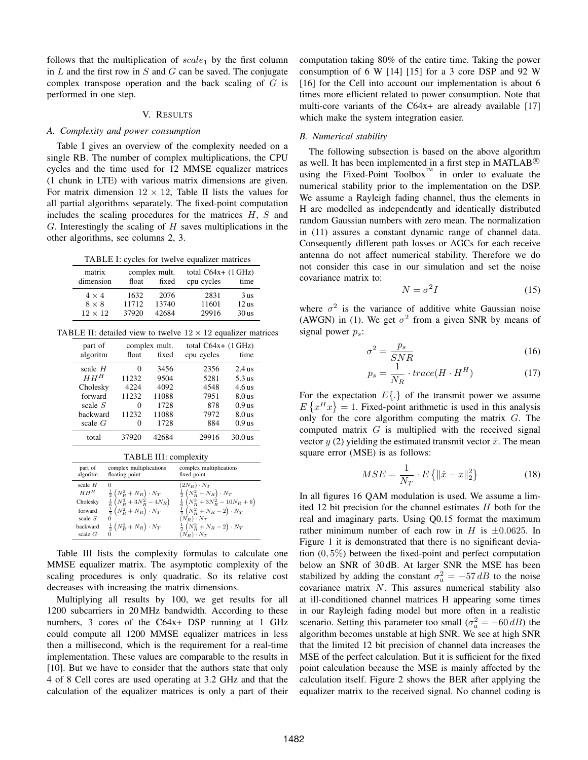follows that the multiplication of $scale_1$ by the first column in $L$ and the first row in $S$ and $G$ can be saved. The conjugate complex transpose operation and the back scaling of $G$ is performed in one step.

## V. Results

### A. Complexity and power consumption

Table I gives an overview of the complexity needed on a single RB. The number of complex multiplications, the CPU cycles and the time used for 12 MMSE equalizer matrices (1 chunk in LTE) with various matrix dimensions are given. For matrix dimension $12 \times 12$, Table II lists the values for all partial algorithms separately. The fixed-point computation includes the scaling procedures for the matrices $H$, $S$ and $G$. Interestingly the scaling of $H$ saves multiplications in the other algorithms, see columns 2, 3.

TABLE I: cycles for twelve equalizer matrices

| matrix dimension | complex mult. float | complex mult. fixed | total C64x+ (1 GHz) cpu cycles | total C64x+ (1 GHz) time |
|---|---|---|---|---|
| $4 \times 4$ | 1632 | 2076 | 2831 | 3 us |
| $8 \times 8$ | 11712 | 13740 | 11601 | 12 us |
| $12 \times 12$ | 37920 | 42684 | 29916 | 30 us |

TABLE II: detailed view to twelve $12 \times 12$ equalizer matrices

| part of algoritm | complex mult. float | complex mult. fixed | total C64x+ (1 GHz) cpu cycles | total C64x+ (1 GHz) time |
|---|---|---|---|---|
| scale $H$ | 0 | 3456 | 2356 | 2.4 us |
| $HH^H$ | 11232 | 9504 | 5281 | 5.3 us |
| Cholesky | 4224 | 4092 | 4548 | 4.6 us |
| forward | 11232 | 11088 | 7951 | 8.0 us |
| scale $S$ | 0 | 1728 | 878 | 0.9 us |
| backward | 11232 | 11088 | 7972 | 8.0 us |
| scale $G$ | 0 | 1728 | 884 | 0.9 us |
| total | 37920 | 42684 | 29916 | 30.0 us |

TABLE III: complexity

| part of algoritm | complex multiplications floating-point | complex multiplications fixed-point |
|---|---|---|
| scale $H$ | 0 | $(2N_R) \cdot N_T$ |
| $HH^H$ | $\frac{1}{2}\left(N_R^2 + N_R\right) \cdot N_T$ | $\frac{1}{2}\left(N_R^2 - N_R\right) \cdot N_T$ |
| Cholesky | $\frac{1}{6}\left(N_R^3 + 3N_R^2 - 4N_R\right)$ | $\frac{1}{6}\left(N_R^3 + 3N_R^2 - 10N_R + 6\right)$ |
| forward | $\frac{1}{2}\left(N_R^2 + N_R\right) \cdot N_T$ | $\frac{1}{2}\left(N_R^2 + N_R - 2\right) \cdot N_T$ |
| scale $S$ | 0 | $(N_R) \cdot N_T$ |
| backward | $\frac{1}{2}\left(N_R^2 + N_R\right) \cdot N_T$ | $\frac{1}{2}\left(N_R^2 + N_R - 2\right) \cdot N_T$ |
| scale $G$ | 0 | $(N_R) \cdot N_T$ |

Table III lists the complexity formulas to calculate one MMSE equalizer matrix. The asymptotic complexity of the scaling procedures is only quadratic. So its relative cost decreases with increasing the matrix dimensions.

Multiplying all results by 100, we get results for all 1200 subcarriers in 20 MHz bandwidth. According to these numbers, 3 cores of the C64x+ DSP running at 1 GHz could compute all 1200 MMSE equalizer matrices in less then a millisecond, which is the requirement for a real-time implementation. These values are comparable to the results in [10]. But we have to consider that the authors state that only 4 of 8 Cell cores are used operating at 3.2 GHz and that the calculation of the equalizer matrices is only a part of their computation taking 80% of the entire time. Taking the power consumption of 6 W [14] [15] for a 3 core DSP and 92 W [16] for the Cell into account our implementation is about 6 times more efficient related to power consumption. Note that multi-core variants of the C64x+ are already available [17] which make the system integration easier.

### B. Numerical stability

The following subsection is based on the above algorithm as well. It has been implemented in a first step in MATLAB® using the Fixed-Point Toolbox™ in order to evaluate the numerical stability prior to the implementation on the DSP. We assume a Rayleigh fading channel, thus the elements in H are modelled as independently and identically distributed random Gaussian numbers with zero mean. The normalization in (11) assures a constant dynamic range of channel data. Consequently different path losses or AGCs for each receive antenna do not affect numerical stability. Therefore we do not consider this case in our simulation and set the noise covariance matrix to:

$$N = \sigma^2 I \tag{15}$$

where $\sigma^2$ is the variance of additive white Gaussian noise (AWGN) in (1). We get $\sigma^2$ from a given SNR by means of signal power $p_s$:

$$\sigma^2 = \frac{p_s}{SNR} \tag{16}$$

$$p_s = \frac{1}{N_R} \cdot trace(H \cdot H^H) \tag{17}$$

For the expectation $E\{.\}$ of the transmit power we assume $E\left\{x^H x\right\} = 1$. Fixed-point arithmetic is used in this analysis only for the core algorithm computing the matrix $G$. The computed matrix $G$ is multiplied with the received signal vector $y$ (2) yielding the estimated transmit vector $\hat{x}$. The mean square error (MSE) is as follows:

$$MSE = \frac{1}{N_T} \cdot E\left\{\|\hat{x} - x\|_2^2\right\} \tag{18}$$

In all figures 16 QAM modulation is used. We assume a limited 12 bit precision for the channel estimates $H$ both for the real and imaginary parts. Using Q0.15 format the maximum rather minimum number of each row in $H$ is $\pm 0.0625$. In Figure 1 it is demonstrated that there is no significant deviation $(0,5\%)$ between the fixed-point and perfect computation below an SNR of 30 dB. At larger SNR the MSE has been stabilized by adding the constant $\sigma_a^2 = -57\,dB$ to the noise covariance matrix $N$. This assures numerical stability also at ill-conditioned channel matrices H appearing some times in our Rayleigh fading model but more often in a realistic scenario. Setting this parameter too small ($\sigma_a^2 = -60\,dB$) the algorithm becomes unstable at high SNR. We see at high SNR that the limited 12 bit precision of channel data increases the MSE of the perfect calculation. But it is sufficient for the fixed point calculation because the MSE is mainly affected by the calculation itself. Figure 2 shows the BER after applying the equalizer matrix to the received signal. No channel coding is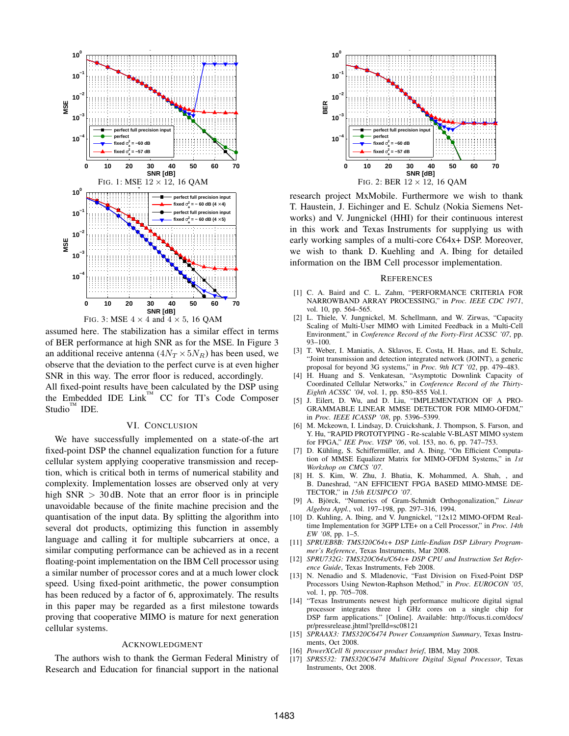10^0

10^-1

10^-2

10^-3

10^-4

MSE

0 10 20 30 40 50 60 70

SNR [dB]

perfect full precision input

perfect

fixed $\sigma_a^2$ = −60 dB

fixed $\sigma_a^2$ = −57 dB

FIG. 1: MSE $12 \times 12$, 16 QAM

10^0

10^-1

10^-2

10^-3

10^-4

BER

0 10 20 30 40 50 60 70

SNR [dB]

perfect full precision input

perfect

fixed $\sigma_a^2$ = −60 dB

fixed $\sigma_a^2$ = −57 dB

FIG. 2: BER $12 \times 12$, 16 QAM

10^0

10^-1

10^-2

10^-3

10^-4

MSE

0 10 20 30 40 50 60 70

SNR [dB]

perfect full precision input

fixed $\sigma_a^2$ = − 60 dB (4 ×4)

perfect full precision input

fixed $\sigma_a^2$ = − 60 dB (4 ×5)

FIG. 3: MSE $4 \times 4$ and $4 \times 5$, 16 QAM

assumed here. The stabilization has a similar effect in terms of BER performance at high SNR as for the MSE. In Figure 3 an additional receive antenna ($4N_T \times 5N_R$) has been used, we observe that the deviation to the perfect curve is at even higher SNR in this way. The error floor is reduced, accordingly.

All fixed-point results have been calculated by the DSP using the Embedded IDE Link™ CC for TI's Code Composer Studio™ IDE.

## VI. Conclusion

We have successfully implemented on a state-of-the art fixed-point DSP the channel equalization function for a future cellular system applying cooperative transmission and reception, which is critical both in terms of numerical stability and complexity. Implementation losses are observed only at very high SNR $> 30$ dB. Note that an error floor is in principle unavoidable because of the finite machine precision and the quantisation of the input data. By splitting the algorithm into several dot products, optimizing this function in assembly language and calling it for multiple subcarriers at once, a similar computing performance can be achieved as in a recent floating-point implementation on the IBM Cell processor using a similar number of processor cores and at a much lower clock speed. Using fixed-point arithmetic, the power consumption has been reduced by a factor of 6, approximately. The results in this paper may be regarded as a first milestone towards proving that cooperative MIMO is mature for next generation cellular systems.

## Acknowledgment

The authors wish to thank the German Federal Ministry of Research and Education for financial support in the national research project MxMobile. Furthermore we wish to thank T. Haustein, J. Eichinger and E. Schulz (Nokia Siemens Networks) and V. Jungnickel (HHI) for their continuous interest in this work and Texas Instruments for supplying us with early working samples of a multi-core C64x+ DSP. Moreover, we wish to thank D. Kuehling and A. Ibing for detailed information on the IBM Cell processor implementation.

## References

[1] C. A. Baird and C. L. Zahm, "PERFORMANCE CRITERIA FOR NARROWBAND ARRAY PROCESSING," in *Proc. IEEE CDC 1971*, vol. 10, pp. 564–565.

[2] L. Thiele, V. Jungnickel, M. Schellmann, and W. Zirwas, "Capacity Scaling of Multi-User MIMO with Limited Feedback in a Multi-Cell Environment," in *Conference Record of the Forty-First ACSSC '07*, pp. 93–100.

[3] T. Weber, I. Maniatis, A. Sklavos, E. Costa, H. Haas, and E. Schulz, "Joint transmission and detection integrated network (JOINT), a generic proposal for beyond 3G systems," in *Proc. 9th ICT '02*, pp. 479–483.

[4] H. Huang and S. Venkatesan, "Asymptotic Downlink Capacity of Coordinated Cellular Networks," in *Conference Record of the Thirty-Eighth ACSSC '04*, vol. 1, pp. 850–855 Vol.1.

[5] J. Eilert, D. Wu, and D. Liu, "IMPLEMENTATION OF A PROGRAMMABLE LINEAR MMSE DETECTOR FOR MIMO-OFDM," in *Proc. IEEE ICASSP '08*, pp. 5396–5399.

[6] M. Mckeown, I. Lindsay, D. Cruickshank, J. Thompson, S. Farson, and Y. Hu, "RAPID PROTOTYPING - Re-scalable V-BLAST MIMO system for FPGA," *IEE Proc. VISP '06*, vol. 153, no. 6, pp. 747–753.

[7] D. Kühling, S. Schiffermüller, and A. Ibing, "On Efficient Computation of MMSE Equalizer Matrix for MIMO-OFDM Systems," in *1st Workshop on CMCS '07*.

[8] H. S. Kim, W. Zhu, J. Bhatia, K. Mohammed, A. Shah, , and B. Daneshrad, "AN EFFICIENT FPGA BASED MIMO-MMSE DETECTOR," in *15th EUSIPCO '07*.

[9] A. Björck, "Numerics of Gram-Schmidt Orthogonalization," *Linear Algebra Appl.*, vol. 197–198, pp. 297–316, 1994.

[10] D. Kuhling, A. Ibing, and V. Jungnickel, "12x12 MIMO-OFDM Realtime Implementation for 3GPP LTE+ on a Cell Processor," in *Proc. 14th EW '08*, pp. 1–5.

[11] *SPRUEB8B: TMS320C64x+ DSP Little-Endian DSP Library Programmer's Reference*, Texas Instruments, Mar 2008.

[12] *SPRU732G: TMS320C64x/C64x+ DSP CPU and Instruction Set Reference Guide*, Texas Instruments, Feb 2008.

[13] N. Nenadio and S. Mladenovic, "Fast Division on Fixed-Point DSP Processors Using Newton-Raphson Method," in *Proc. EUROCON '05*, vol. 1, pp. 705–708.

[14] "Texas Instruments newest high performance multicore digital signal processor integrates three 1 GHz cores on a single chip for DSP farm applications." [Online]. Available: http://focus.ti.com/docs/pr/pressrelease.jhtml?prelId=sc08121

[15] *SPRAAX3: TMS320C6474 Power Consumption Summary*, Texas Instruments, Oct 2008.

[16] *PowerXCell 8i processor product brief*, IBM, May 2008.

[17] *SPRS532: TMS320C6474 Multicore Digital Signal Processor*, Texas Instruments, Oct 2008.